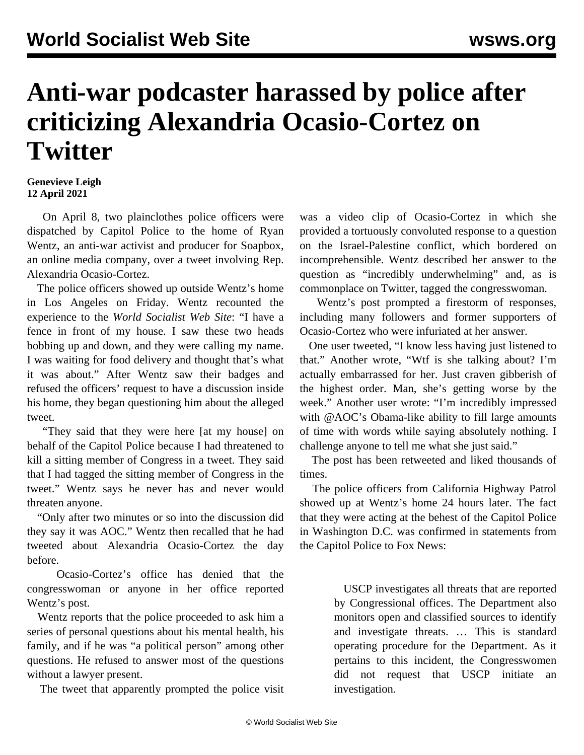# Anti-war podcaster harassed by police after criticizing Alexandria Ocasio-Cortez on Twitter

**Genevieve Leigh**
**12 April 2021**

On April 8, two plainclothes police officers were dispatched by Capitol Police to the home of Ryan Wentz, an anti-war activist and producer for Soapbox, an online media company, over a tweet involving Rep. Alexandria Ocasio-Cortez.

The police officers showed up outside Wentz's home in Los Angeles on Friday. Wentz recounted the experience to the *World Socialist Web Site*: "I have a fence in front of my house. I saw these two heads bobbing up and down, and they were calling my name. I was waiting for food delivery and thought that's what it was about." After Wentz saw their badges and refused the officers' request to have a discussion inside his home, they began questioning him about the alleged tweet.

"They said that they were here [at my house] on behalf of the Capitol Police because I had threatened to kill a sitting member of Congress in a tweet. They said that I had tagged the sitting member of Congress in the tweet." Wentz says he never has and never would threaten anyone.

"Only after two minutes or so into the discussion did they say it was AOC." Wentz then recalled that he had tweeted about Alexandria Ocasio-Cortez the day before.

Ocasio-Cortez's office has denied that the congresswoman or anyone in her office reported Wentz's post.

Wentz reports that the police proceeded to ask him a series of personal questions about his mental health, his family, and if he was "a political person" among other questions. He refused to answer most of the questions without a lawyer present.

The tweet that apparently prompted the police visit was a video clip of Ocasio-Cortez in which she provided a tortuously convoluted response to a question on the Israel-Palestine conflict, which bordered on incomprehensible. Wentz described her answer to the question as "incredibly underwhelming" and, as is commonplace on Twitter, tagged the congresswoman.

Wentz's post prompted a firestorm of responses, including many followers and former supporters of Ocasio-Cortez who were infuriated at her answer.

One user tweeted, "I know less having just listened to that." Another wrote, "Wtf is she talking about? I'm actually embarrassed for her. Just craven gibberish of the highest order. Man, she's getting worse by the week." Another user wrote: "I'm incredibly impressed with @AOC's Obama-like ability to fill large amounts of time with words while saying absolutely nothing. I challenge anyone to tell me what she just said."

The post has been retweeted and liked thousands of times.

The police officers from California Highway Patrol showed up at Wentz's home 24 hours later. The fact that they were acting at the behest of the Capitol Police in Washington D.C. was confirmed in statements from the Capitol Police to Fox News:

> USCP investigates all threats that are reported by Congressional offices. The Department also monitors open and classified sources to identify and investigate threats. … This is standard operating procedure for the Department. As it pertains to this incident, the Congresswomen did not request that USCP initiate an investigation.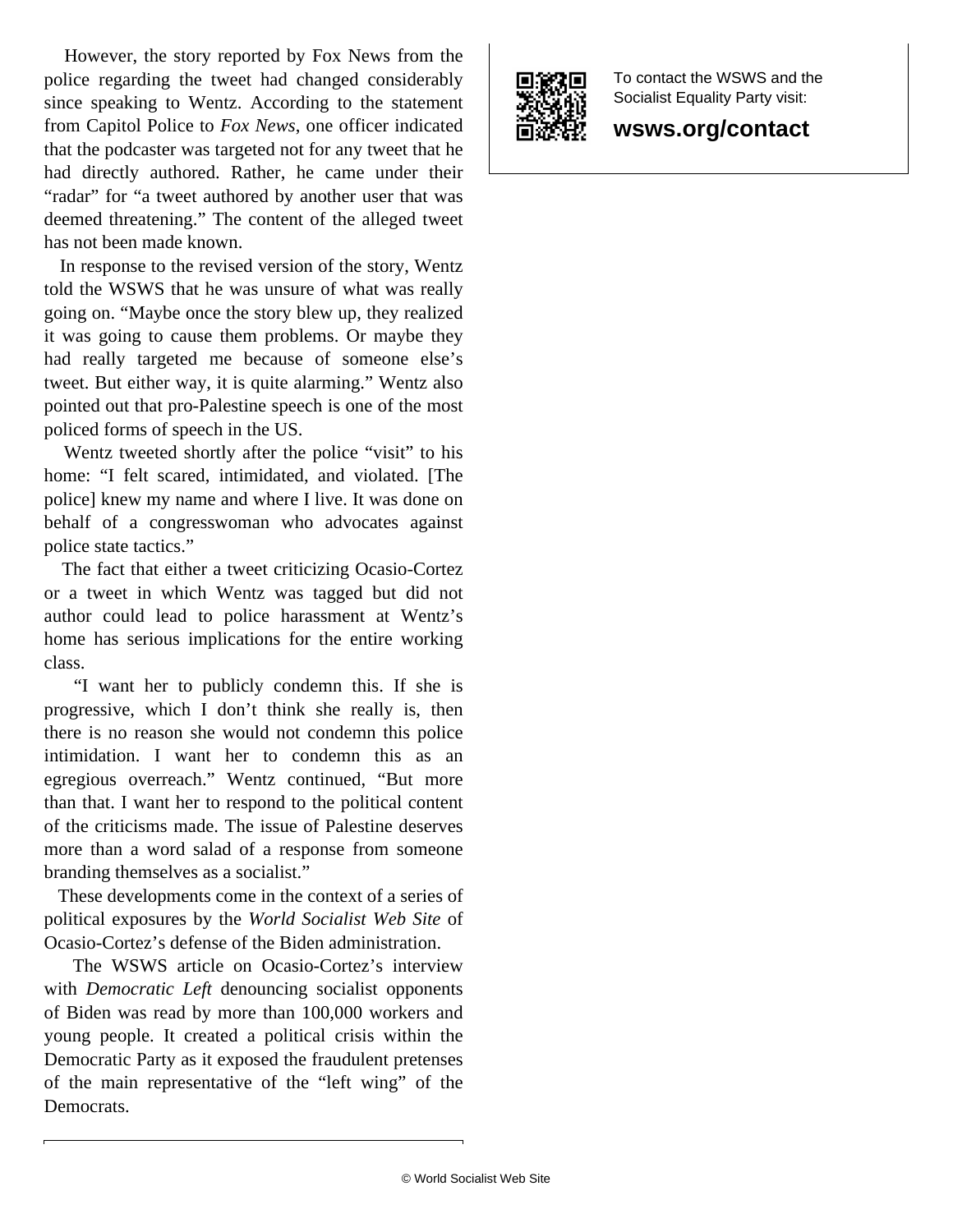However, the story reported by Fox News from the police regarding the tweet had changed considerably since speaking to Wentz. According to the statement from Capitol Police to *Fox News*, one officer indicated that the podcaster was targeted not for any tweet that he had directly authored. Rather, he came under their "radar" for "a tweet authored by another user that was deemed threatening." The content of the alleged tweet has not been made known.

In response to the revised version of the story, Wentz told the WSWS that he was unsure of what was really going on. "Maybe once the story blew up, they realized it was going to cause them problems. Or maybe they had really targeted me because of someone else's tweet. But either way, it is quite alarming." Wentz also pointed out that pro-Palestine speech is one of the most policed forms of speech in the US.

Wentz tweeted shortly after the police "visit" to his home: "I felt scared, intimidated, and violated. [The police] knew my name and where I live. It was done on behalf of a congresswoman who advocates against police state tactics."

The fact that either a tweet criticizing Ocasio-Cortez or a tweet in which Wentz was tagged but did not author could lead to police harassment at Wentz's home has serious implications for the entire working class.

"I want her to publicly condemn this. If she is progressive, which I don't think she really is, then there is no reason she would not condemn this police intimidation. I want her to condemn this as an egregious overreach." Wentz continued, "But more than that. I want her to respond to the political content of the criticisms made. The issue of Palestine deserves more than a word salad of a response from someone branding themselves as a socialist."

These developments come in the context of a series of political exposures by the *World Socialist Web Site* of Ocasio-Cortez's defense of the Biden administration.

The WSWS article on Ocasio-Cortez's interview with *Democratic Left* denouncing socialist opponents of Biden was read by more than 100,000 workers and young people. It created a political crisis within the Democratic Party as it exposed the fraudulent pretenses of the main representative of the "left wing" of the Democrats.

To contact the WSWS and the Socialist Equality Party visit:

**wsws.org/contact**